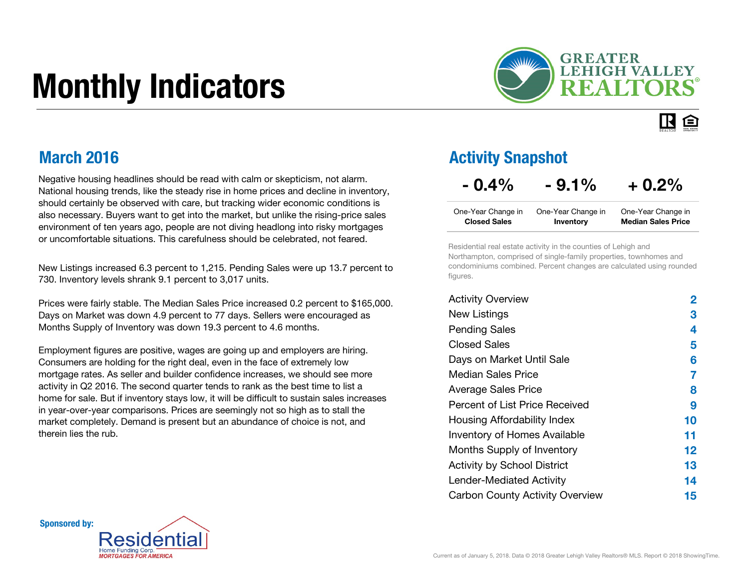# Monthly Indicators

GREATER LEHIGH VALLEY REALTORS®

## March 2016

Negative housing headlines should be read with calm or skepticism, not alarm. National housing trends, like the steady rise in home prices and decline in inventory, should certainly be observed with care, but tracking wider economic conditions is also necessary. Buyers want to get into the market, but unlike the rising-price sales environment of ten years ago, people are not diving headlong into risky mortgages or uncomfortable situations. This carefulness should be celebrated, not feared.

New Listings increased 6.3 percent to 1,215. Pending Sales were up 13.7 percent to 730. Inventory levels shrank 9.1 percent to 3,017 units.

Prices were fairly stable. The Median Sales Price increased 0.2 percent to $165,000. Days on Market was down 4.9 percent to 77 days. Sellers were encouraged as Months Supply of Inventory was down 19.3 percent to 4.6 months.

Employment figures are positive, wages are going up and employers are hiring. Consumers are holding for the right deal, even in the face of extremely low mortgage rates. As seller and builder confidence increases, we should see more activity in Q2 2016. The second quarter tends to rank as the best time to list a home for sale. But if inventory stays low, it will be difficult to sustain sales increases in year-over-year comparisons. Prices are seemingly not so high as to stall the market completely. Demand is present but an abundance of choice is not, and therein lies the rub.

## Activity Snapshot

| - 0.4% | - 9.1% | + 0.2% |
|---|---|---|
| One-Year Change in **Closed Sales** | One-Year Change in **Inventory** | One-Year Change in **Median Sales Price** |

Residential real estate activity in the counties of Lehigh and Northampton, comprised of single-family properties, townhomes and condominiums combined. Percent changes are calculated using rounded figures.

| | |
|---|---|
| Activity Overview | 2 |
| New Listings | 3 |
| Pending Sales | 4 |
| Closed Sales | 5 |
| Days on Market Until Sale | 6 |
| Median Sales Price | 7 |
| Average Sales Price | 8 |
| Percent of List Price Received | 9 |
| Housing Affordability Index | 10 |
| Inventory of Homes Available | 11 |
| Months Supply of Inventory | 12 |
| Activity by School District | 13 |
| Lender-Mediated Activity | 14 |
| Carbon County Activity Overview | 15 |

**Sponsored by:** Residential Home Funding Corp. *MORTGAGES FOR AMERICA*

Current as of January 5, 2018. Data © 2018 Greater Lehigh Valley Realtors® MLS. Report © 2018 ShowingTime.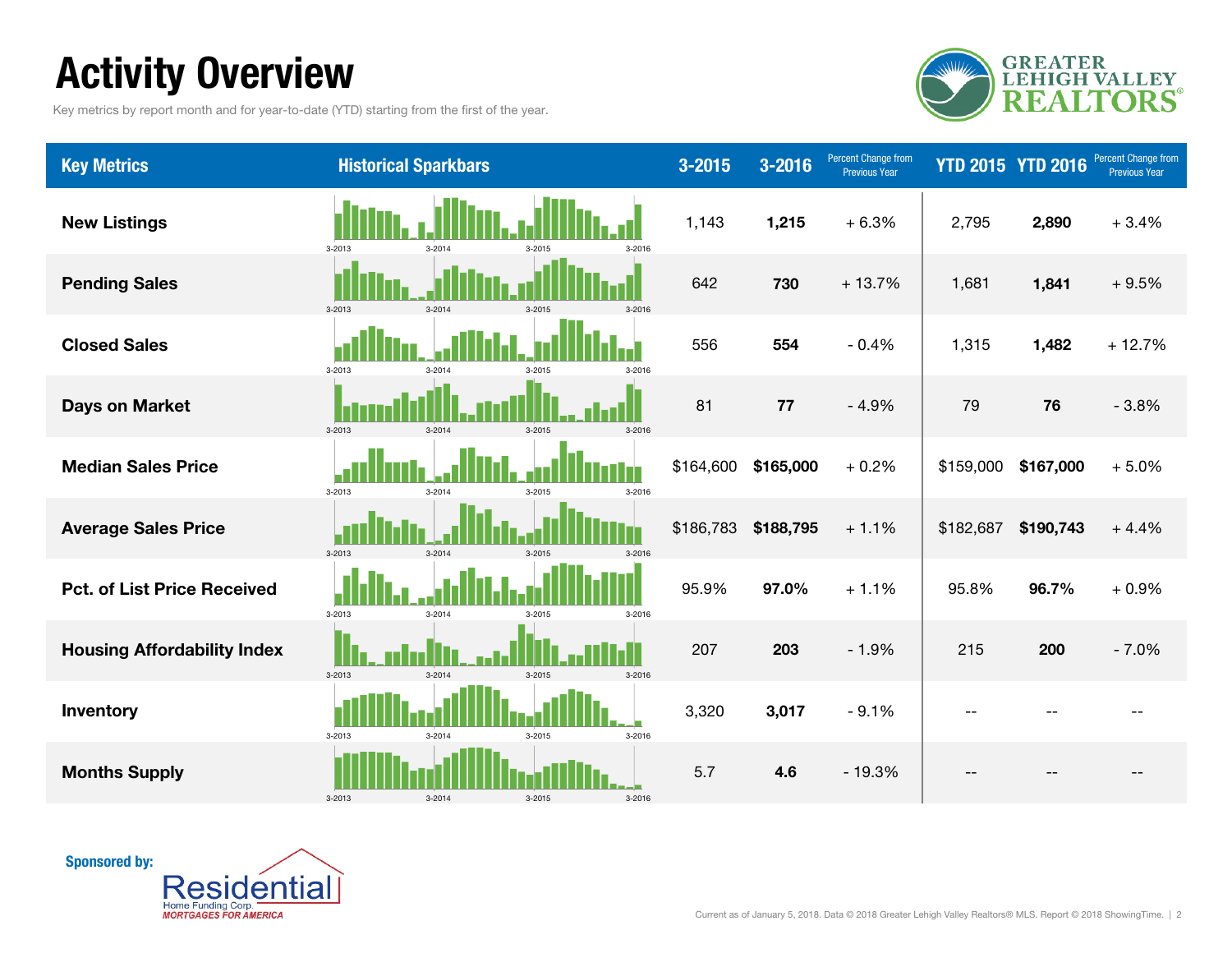# Activity Overview

Key metrics by report month and for year-to-date (YTD) starting from the first of the year.

| Key Metrics | Historical Sparkbars | 3-2015 | 3-2016 | Percent Change from Previous Year | YTD 2015 | YTD 2016 | Percent Change from Previous Year |
|---|---|---|---|---|---|---|---|
| New Listings | 3-2013 3-2014 3-2015 3-2016 | 1,143 | **1,215** | + 6.3% | 2,795 | **2,890** | + 3.4% |
| Pending Sales | 3-2013 3-2014 3-2015 3-2016 | 642 | **730** | + 13.7% | 1,681 | **1,841** | + 9.5% |
| Closed Sales | 3-2013 3-2014 3-2015 3-2016 | 556 | **554** | - 0.4% | 1,315 | **1,482** | + 12.7% |
| Days on Market | 3-2013 3-2014 3-2015 3-2016 | 81 | **77** | - 4.9% | 79 | **76** | - 3.8% |
| Median Sales Price | 3-2013 3-2014 3-2015 3-2016 | $164,600 | **$165,000** | + 0.2% | $159,000 | **$167,000** | + 5.0% |
| Average Sales Price | 3-2013 3-2014 3-2015 3-2016 | $186,783 | **$188,795** | + 1.1% | $182,687 | **$190,743** | + 4.4% |
| Pct. of List Price Received | 3-2013 3-2014 3-2015 3-2016 | 95.9% | **97.0%** | + 1.1% | 95.8% | **96.7%** | + 0.9% |
| Housing Affordability Index | 3-2013 3-2014 3-2015 3-2016 | 207 | **203** | - 1.9% | 215 | **200** | - 7.0% |
| Inventory | 3-2013 3-2014 3-2015 3-2016 | 3,320 | **3,017** | - 9.1% | -- | -- | -- |
| Months Supply | 3-2013 3-2014 3-2015 3-2016 | 5.7 | **4.6** | - 19.3% | -- | -- | -- |

**Sponsored by:**

Residential Home Funding Corp. MORTGAGES FOR AMERICA

Current as of January 5, 2018. Data © 2018 Greater Lehigh Valley Realtors® MLS. Report © 2018 ShowingTime.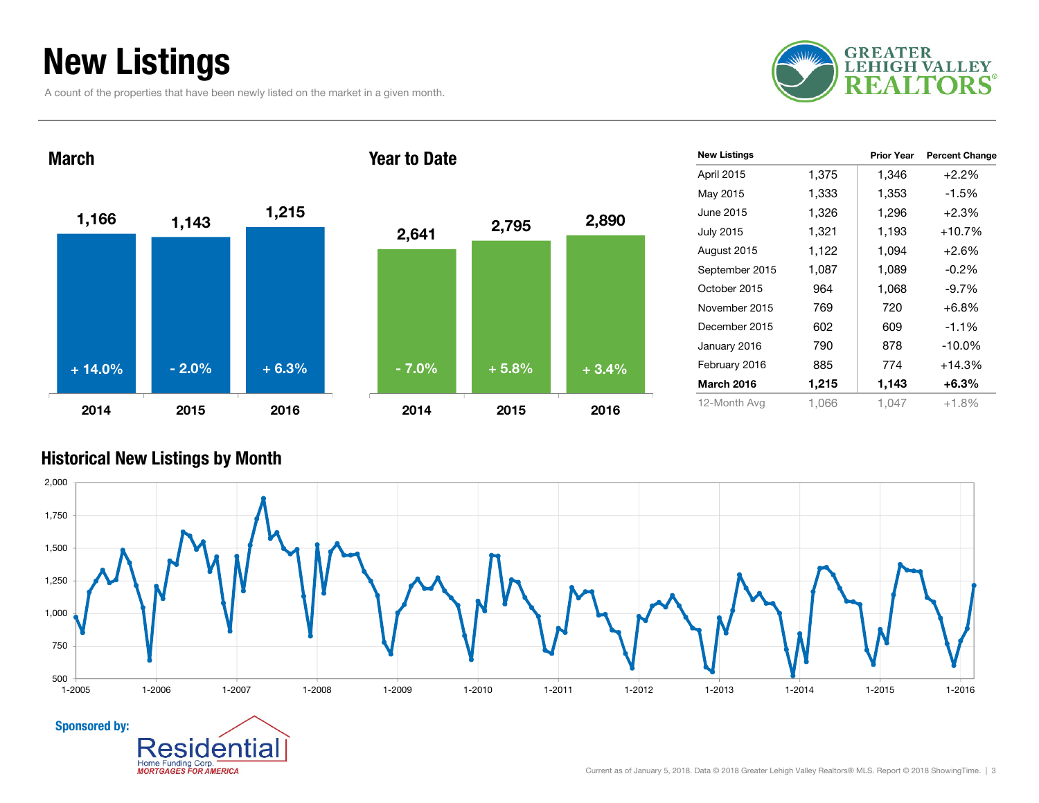# New Listings

A count of the properties that have been newly listed on the market in a given month.

GREATER LEHIGH VALLEY REALTORS®

## March

| Year | New Listings | Percent Change |
|---|---|---|
| 2014 | 1,166 | + 14.0% |
| 2015 | 1,143 | - 2.0% |
| 2016 | 1,215 | + 6.3% |

## Year to Date

| Year | New Listings | Percent Change |
|---|---|---|
| 2014 | 2,641 | - 7.0% |
| 2015 | 2,795 | + 5.8% |
| 2016 | 2,890 | + 3.4% |

| New Listings | | Prior Year | Percent Change |
|---|---|---|---|
| April 2015 | 1,375 | 1,346 | +2.2% |
| May 2015 | 1,333 | 1,353 | -1.5% |
| June 2015 | 1,326 | 1,296 | +2.3% |
| July 2015 | 1,321 | 1,193 | +10.7% |
| August 2015 | 1,122 | 1,094 | +2.6% |
| September 2015 | 1,087 | 1,089 | -0.2% |
| October 2015 | 964 | 1,068 | -9.7% |
| November 2015 | 769 | 720 | +6.8% |
| December 2015 | 602 | 609 | -1.1% |
| January 2016 | 790 | 878 | -10.0% |
| February 2016 | 885 | 774 | +14.3% |
| **March 2016** | **1,215** | **1,143** | **+6.3%** |
| 12-Month Avg | 1,066 | 1,047 | +1.8% |

## Historical New Listings by Month

Sponsored by: Residential Home Funding Corp. MORTGAGES FOR AMERICA

Current as of January 5, 2018. Data © 2018 Greater Lehigh Valley Realtors® MLS. Report © 2018 ShowingTime.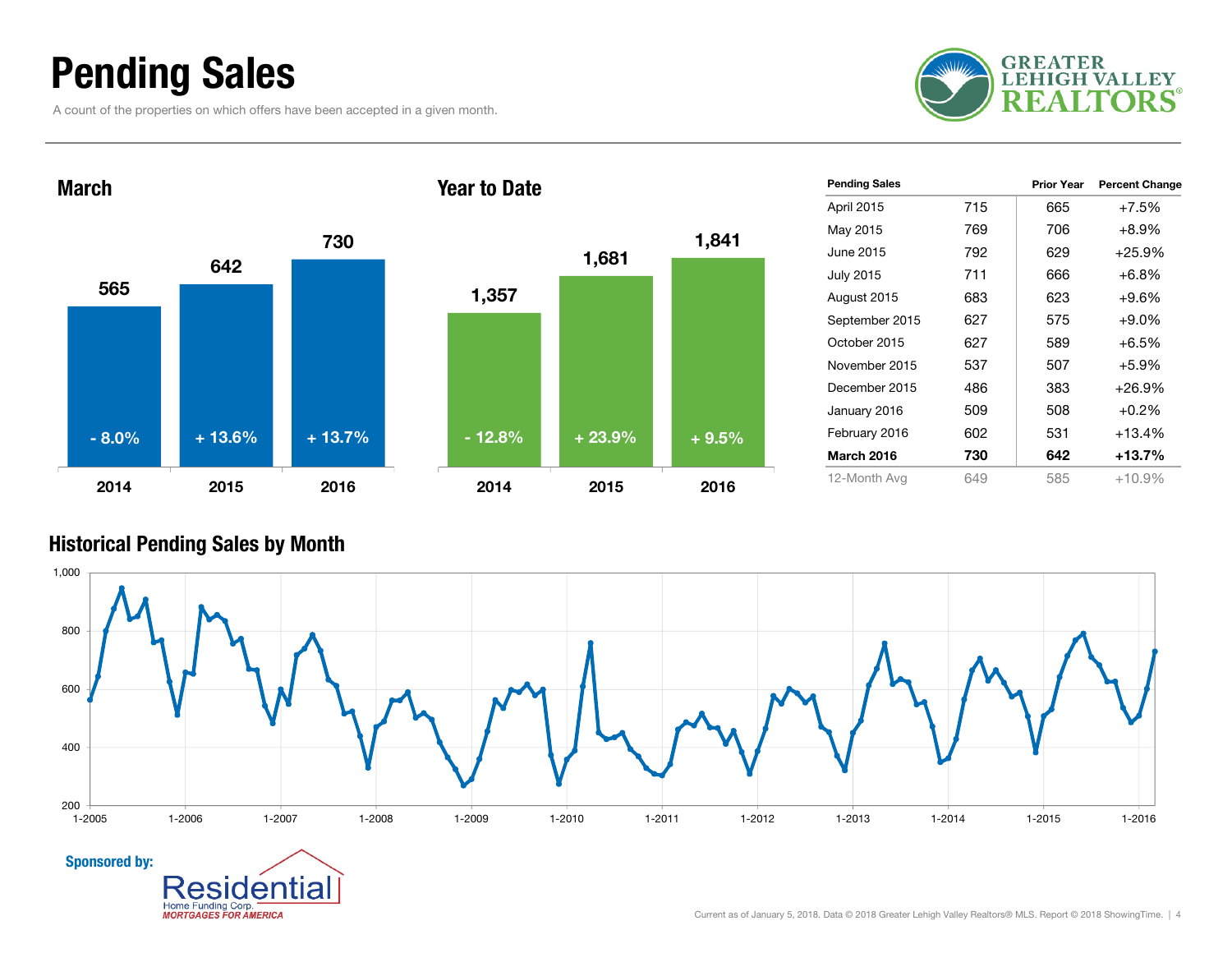# Pending Sales

A count of the properties on which offers have been accepted in a given month.

## March

| Year | Pending Sales | Change |
|---|---|---|
| 2014 | 565 | - 8.0% |
| 2015 | 642 | + 13.6% |
| 2016 | 730 | + 13.7% |

## Year to Date

| Year | Pending Sales | Change |
|---|---|---|
| 2014 | 1,357 | - 12.8% |
| 2015 | 1,681 | + 23.9% |
| 2016 | 1,841 | + 9.5% |

| Pending Sales | | Prior Year | Percent Change |
|---|---|---|---|
| April 2015 | 715 | 665 | +7.5% |
| May 2015 | 769 | 706 | +8.9% |
| June 2015 | 792 | 629 | +25.9% |
| July 2015 | 711 | 666 | +6.8% |
| August 2015 | 683 | 623 | +9.6% |
| September 2015 | 627 | 575 | +9.0% |
| October 2015 | 627 | 589 | +6.5% |
| November 2015 | 537 | 507 | +5.9% |
| December 2015 | 486 | 383 | +26.9% |
| January 2016 | 509 | 508 | +0.2% |
| February 2016 | 602 | 531 | +13.4% |
| **March 2016** | **730** | **642** | **+13.7%** |
| 12-Month Avg | 649 | 585 | +10.9% |

## Historical Pending Sales by Month

Sponsored by: Residential Home Funding Corp. MORTGAGES FOR AMERICA

Current as of January 5, 2018. Data © 2018 Greater Lehigh Valley Realtors® MLS. Report © 2018 ShowingTime.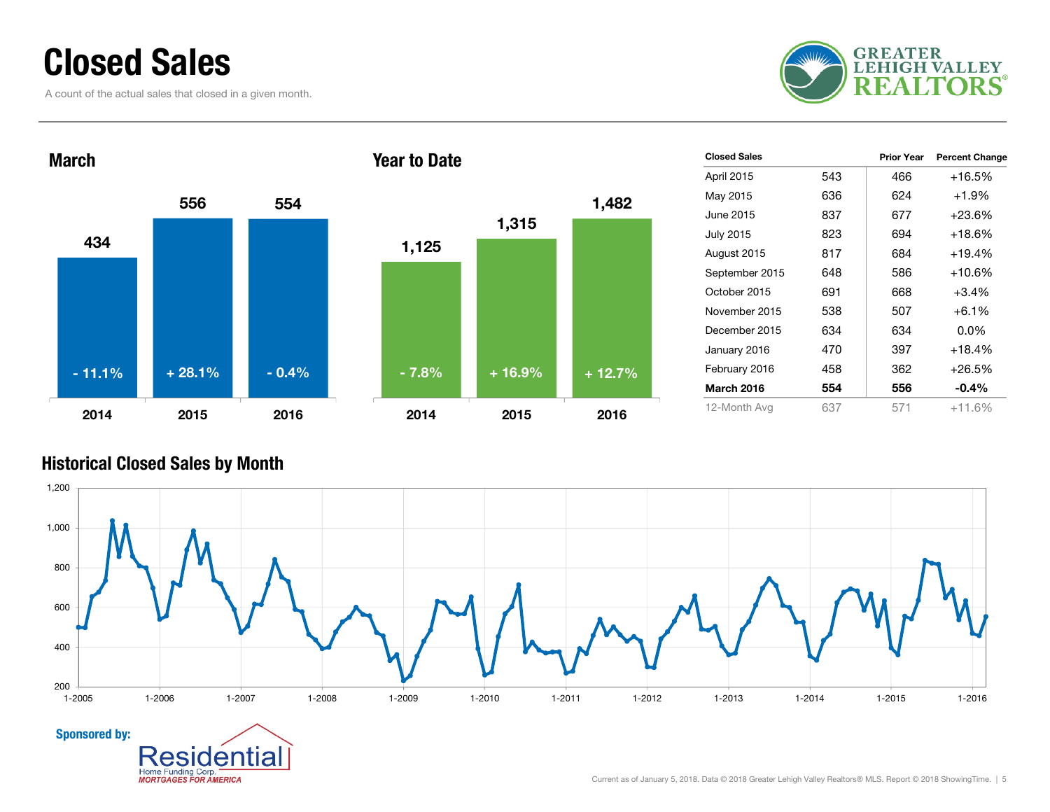# Closed Sales

A count of the actual sales that closed in a given month.

## March

| Year | Closed Sales | Percent Change |
|---|---|---|
| 2014 | 434 | - 11.1% |
| 2015 | 556 | + 28.1% |
| 2016 | 554 | - 0.4% |

## Year to Date

| Year | Closed Sales | Percent Change |
|---|---|---|
| 2014 | 1,125 | - 7.8% |
| 2015 | 1,315 | + 16.9% |
| 2016 | 1,482 | + 12.7% |

| Closed Sales | | Prior Year | Percent Change |
|---|---|---|---|
| April 2015 | 543 | 466 | +16.5% |
| May 2015 | 636 | 624 | +1.9% |
| June 2015 | 837 | 677 | +23.6% |
| July 2015 | 823 | 694 | +18.6% |
| August 2015 | 817 | 684 | +19.4% |
| September 2015 | 648 | 586 | +10.6% |
| October 2015 | 691 | 668 | +3.4% |
| November 2015 | 538 | 507 | +6.1% |
| December 2015 | 634 | 634 | 0.0% |
| January 2016 | 470 | 397 | +18.4% |
| February 2016 | 458 | 362 | +26.5% |
| **March 2016** | **554** | **556** | **-0.4%** |
| 12-Month Avg | 637 | 571 | +11.6% |

## Historical Closed Sales by Month

**Sponsored by:** Residential Home Funding Corp. *MORTGAGES FOR AMERICA*

Current as of January 5, 2018. Data © 2018 Greater Lehigh Valley Realtors® MLS. Report © 2018 ShowingTime.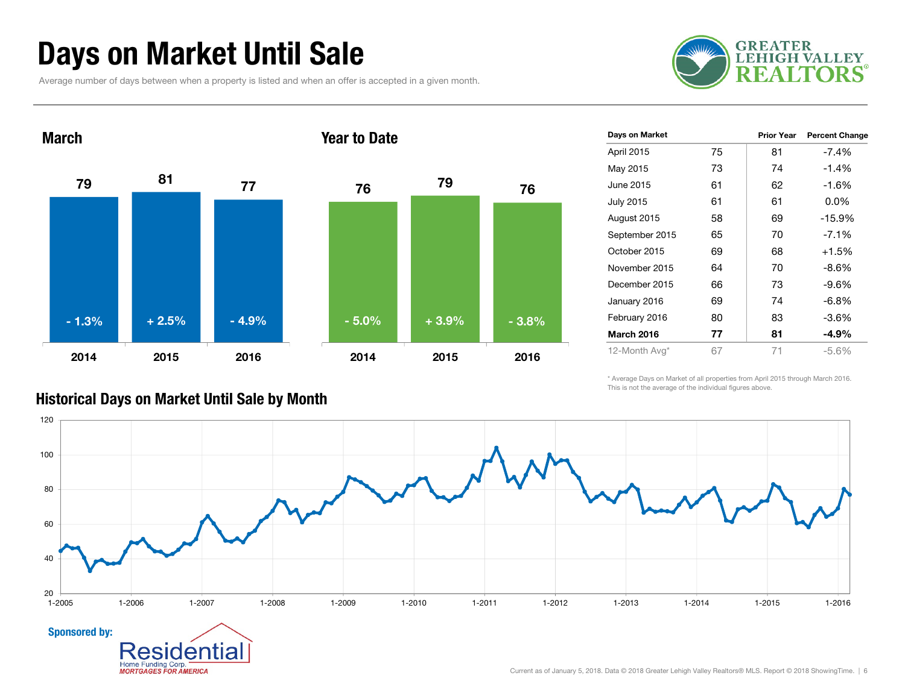# Days on Market Until Sale

Average number of days between when a property is listed and when an offer is accepted in a given month.

## March

| Year | Days | Change |
|---|---|---|
| 2014 | 79 | - 1.3% |
| 2015 | 81 | + 2.5% |
| 2016 | 77 | - 4.9% |

## Year to Date

| Year | Days | Change |
|---|---|---|
| 2014 | 76 | - 5.0% |
| 2015 | 79 | + 3.9% |
| 2016 | 76 | - 3.8% |

| Days on Market | | Prior Year | Percent Change |
|---|---|---|---|
| April 2015 | 75 | 81 | -7.4% |
| May 2015 | 73 | 74 | -1.4% |
| June 2015 | 61 | 62 | -1.6% |
| July 2015 | 61 | 61 | 0.0% |
| August 2015 | 58 | 69 | -15.9% |
| September 2015 | 65 | 70 | -7.1% |
| October 2015 | 69 | 68 | +1.5% |
| November 2015 | 64 | 70 | -8.6% |
| December 2015 | 66 | 73 | -9.6% |
| January 2016 | 69 | 74 | -6.8% |
| February 2016 | 80 | 83 | -3.6% |
| **March 2016** | **77** | **81** | **-4.9%** |
| 12-Month Avg* | 67 | 71 | -5.6% |

\* Average Days on Market of all properties from April 2015 through March 2016. This is not the average of the individual figures above.

## Historical Days on Market Until Sale by Month

**Sponsored by:** Residential Home Funding Corp. MORTGAGES FOR AMERICA

Current as of January 5, 2018. Data © 2018 Greater Lehigh Valley Realtors® MLS. Report © 2018 ShowingTime.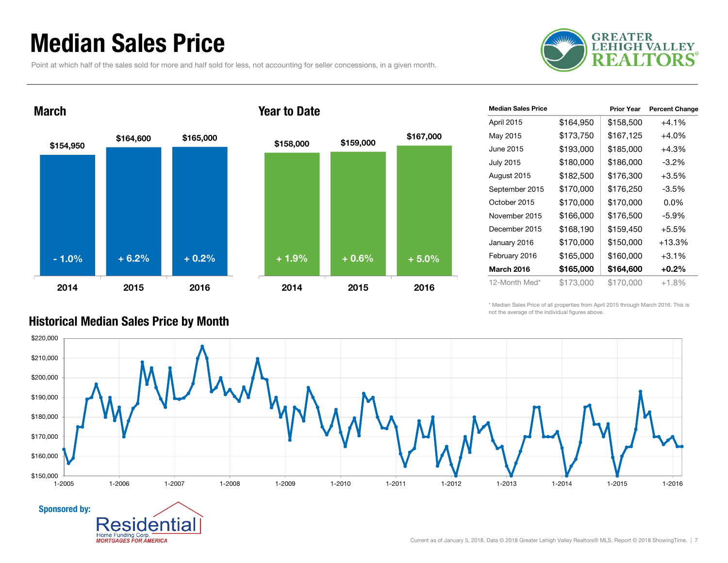# Median Sales Price

Point at which half of the sales sold for more and half sold for less, not accounting for seller concessions, in a given month.

GREATER LEHIGH VALLEY REALTORS®

## March

| Year | Median Sales Price | Change |
|---|---|---|
| 2014 | $154,950 | - 1.0% |
| 2015 | $164,600 | + 6.2% |
| 2016 | $165,000 | + 0.2% |

## Year to Date

| Year | Median Sales Price | Change |
|---|---|---|
| 2014 | $158,000 | + 1.9% |
| 2015 | $159,000 | + 0.6% |
| 2016 | $167,000 | + 5.0% |

| Median Sales Price | | Prior Year | Percent Change |
|---|---|---|---|
| April 2015 | $164,950 | $158,500 | +4.1% |
| May 2015 | $173,750 | $167,125 | +4.0% |
| June 2015 | $193,000 | $185,000 | +4.3% |
| July 2015 | $180,000 | $186,000 | -3.2% |
| August 2015 | $182,500 | $176,300 | +3.5% |
| September 2015 | $170,000 | $176,250 | -3.5% |
| October 2015 | $170,000 | $170,000 | 0.0% |
| November 2015 | $166,000 | $176,500 | -5.9% |
| December 2015 | $168,190 | $159,450 | +5.5% |
| January 2016 | $170,000 | $150,000 | +13.3% |
| February 2016 | $165,000 | $160,000 | +3.1% |
| **March 2016** | **$165,000** | **$164,600** | **+0.2%** |
| 12-Month Med* | $173,000 | $170,000 | +1.8% |

\* Median Sales Price of all properties from April 2015 through March 2016. This is not the average of the individual figures above.

## Historical Median Sales Price by Month

Sponsored by: Residential Home Funding Corp. MORTGAGES FOR AMERICA

Current as of January 5, 2018. Data © 2018 Greater Lehigh Valley Realtors® MLS. Report © 2018 ShowingTime.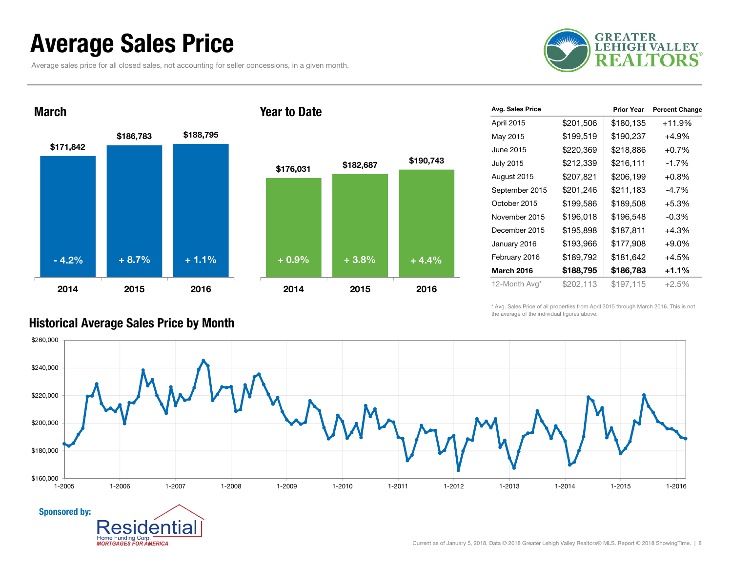# Average Sales Price

Average sales price for all closed sales, not accounting for seller concessions, in a given month.

## March

| Year | Average Sales Price | Change |
|---|---|---|
| 2014 | $171,842 | - 4.2% |
| 2015 | $186,783 | + 8.7% |
| 2016 | $188,795 | + 1.1% |

## Year to Date

| Year | Average Sales Price | Change |
|---|---|---|
| 2014 | $176,031 | + 0.9% |
| 2015 | $182,687 | + 3.8% |
| 2016 | $190,743 | + 4.4% |

| Avg. Sales Price | | Prior Year | Percent Change |
|---|---|---|---|
| April 2015 | $201,506 | $180,135 | +11.9% |
| May 2015 | $199,519 | $190,237 | +4.9% |
| June 2015 | $220,369 | $218,886 | +0.7% |
| July 2015 | $212,339 | $216,111 | -1.7% |
| August 2015 | $207,821 | $206,199 | +0.8% |
| September 2015 | $201,246 | $211,183 | -4.7% |
| October 2015 | $199,586 | $189,508 | +5.3% |
| November 2015 | $196,018 | $196,548 | -0.3% |
| December 2015 | $195,898 | $187,811 | +4.3% |
| January 2016 | $193,966 | $177,908 | +9.0% |
| February 2016 | $189,792 | $181,642 | +4.5% |
| **March 2016** | **$188,795** | **$186,783** | **+1.1%** |
| 12-Month Avg* | $202,113 | $197,115 | +2.5% |

\* Avg. Sales Price of all properties from April 2015 through March 2016. This is not the average of the individual figures above.

## Historical Average Sales Price by Month

Sponsored by: Residential Home Funding Corp. MORTGAGES FOR AMERICA

Current as of January 5, 2018. Data © 2018 Greater Lehigh Valley Realtors® MLS. Report © 2018 ShowingTime.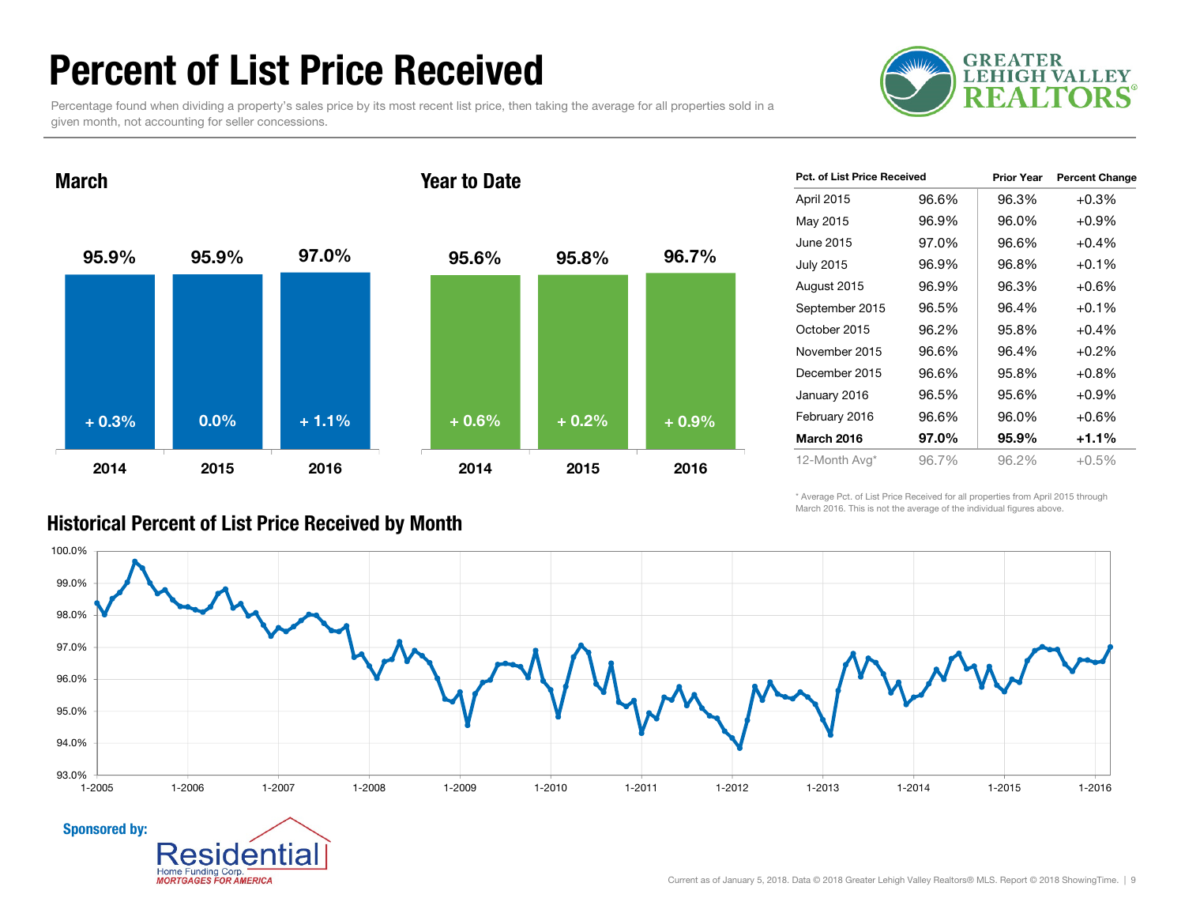# Percent of List Price Received

Percentage found when dividing a property's sales price by its most recent list price, then taking the average for all properties sold in a given month, not accounting for seller concessions.

## March

| | 2014 | 2015 | 2016 |
|---|---|---|---|
| Percent of List Price Received | 95.9% | 95.9% | 97.0% |
| Change | + 0.3% | 0.0% | + 1.1% |

## Year to Date

| | 2014 | 2015 | 2016 |
|---|---|---|---|
| Percent of List Price Received | 95.6% | 95.8% | 96.7% |
| Change | + 0.6% | + 0.2% | + 0.9% |

| Pct. of List Price Received | | Prior Year | Percent Change |
|---|---|---|---|
| April 2015 | 96.6% | 96.3% | +0.3% |
| May 2015 | 96.9% | 96.0% | +0.9% |
| June 2015 | 97.0% | 96.6% | +0.4% |
| July 2015 | 96.9% | 96.8% | +0.1% |
| August 2015 | 96.9% | 96.3% | +0.6% |
| September 2015 | 96.5% | 96.4% | +0.1% |
| October 2015 | 96.2% | 95.8% | +0.4% |
| November 2015 | 96.6% | 96.4% | +0.2% |
| December 2015 | 96.6% | 95.8% | +0.8% |
| January 2016 | 96.5% | 95.6% | +0.9% |
| February 2016 | 96.6% | 96.0% | +0.6% |
| **March 2016** | **97.0%** | **95.9%** | **+1.1%** |
| 12-Month Avg* | 96.7% | 96.2% | +0.5% |

\* Average Pct. of List Price Received for all properties from April 2015 through March 2016. This is not the average of the individual figures above.

## Historical Percent of List Price Received by Month

Sponsored by: Residential Home Funding Corp. MORTGAGES FOR AMERICA

Current as of January 5, 2018. Data © 2018 Greater Lehigh Valley Realtors® MLS. Report © 2018 ShowingTime.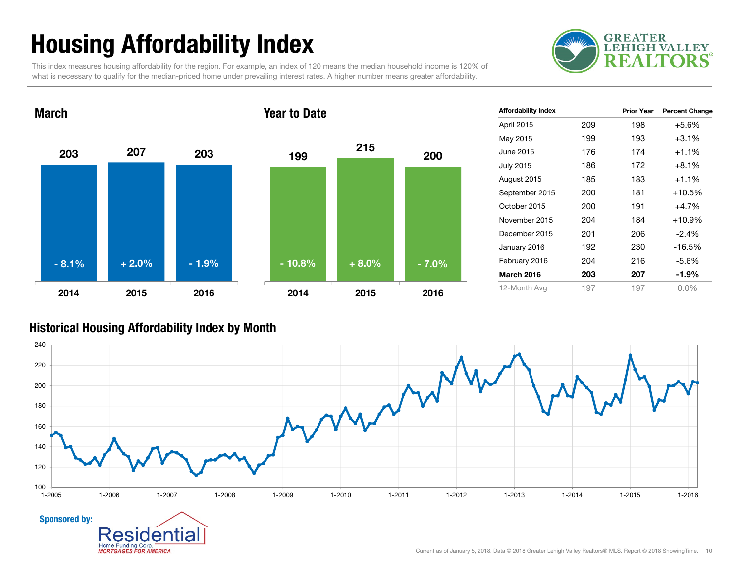# Housing Affordability Index

This index measures housing affordability for the region. For example, an index of 120 means the median household income is 120% of what is necessary to qualify for the median-priced home under prevailing interest rates. A higher number means greater affordability.

## March

| Year | Index | Change |
|---|---|---|
| 2014 | 203 | - 8.1% |
| 2015 | 207 | + 2.0% |
| 2016 | 203 | - 1.9% |

## Year to Date

| Year | Index | Change |
|---|---|---|
| 2014 | 199 | - 10.8% |
| 2015 | 215 | + 8.0% |
| 2016 | 200 | - 7.0% |

| Affordability Index | | Prior Year | Percent Change |
|---|---|---|---|
| April 2015 | 209 | 198 | +5.6% |
| May 2015 | 199 | 193 | +3.1% |
| June 2015 | 176 | 174 | +1.1% |
| July 2015 | 186 | 172 | +8.1% |
| August 2015 | 185 | 183 | +1.1% |
| September 2015 | 200 | 181 | +10.5% |
| October 2015 | 200 | 191 | +4.7% |
| November 2015 | 204 | 184 | +10.9% |
| December 2015 | 201 | 206 | -2.4% |
| January 2016 | 192 | 230 | -16.5% |
| February 2016 | 204 | 216 | -5.6% |
| **March 2016** | **203** | **207** | **-1.9%** |
| 12-Month Avg | 197 | 197 | 0.0% |

## Historical Housing Affordability Index by Month

Sponsored by: Residential Home Funding Corp. *MORTGAGES FOR AMERICA*

Current as of January 5, 2018. Data © 2018 Greater Lehigh Valley Realtors® MLS. Report © 2018 ShowingTime.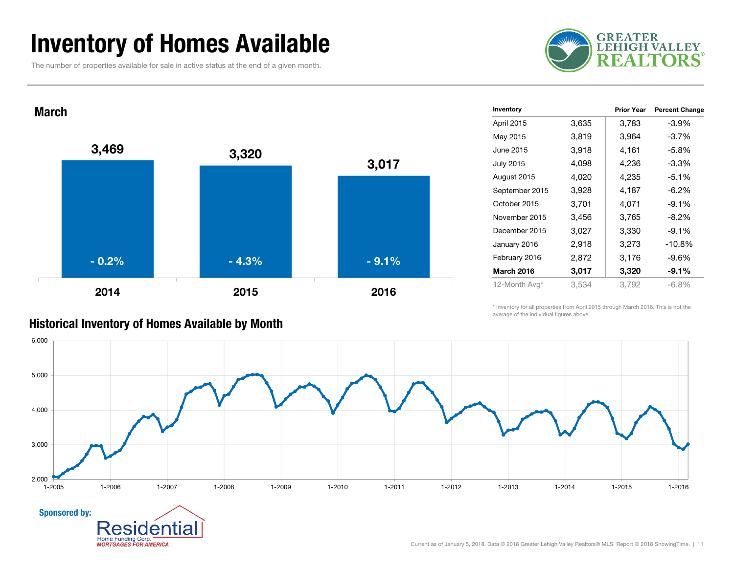# Inventory of Homes Available

The number of properties available for sale in active status at the end of a given month.

GREATER LEHIGH VALLEY REALTORS®

## March

| Year | Inventory | Change |
|---|---|---|
| 2014 | 3,469 | - 0.2% |
| 2015 | 3,320 | - 4.3% |
| 2016 | 3,017 | - 9.1% |

| Inventory | | Prior Year | Percent Change |
|---|---|---|---|
| April 2015 | 3,635 | 3,783 | -3.9% |
| May 2015 | 3,819 | 3,964 | -3.7% |
| June 2015 | 3,918 | 4,161 | -5.8% |
| July 2015 | 4,098 | 4,236 | -3.3% |
| August 2015 | 4,020 | 4,235 | -5.1% |
| September 2015 | 3,928 | 4,187 | -6.2% |
| October 2015 | 3,701 | 4,071 | -9.1% |
| November 2015 | 3,456 | 3,765 | -8.2% |
| December 2015 | 3,027 | 3,330 | -9.1% |
| January 2016 | 2,918 | 3,273 | -10.8% |
| February 2016 | 2,872 | 3,176 | -9.6% |
| **March 2016** | **3,017** | **3,320** | **-9.1%** |
| 12-Month Avg* | 3,534 | 3,792 | -6.8% |

\* Inventory for all properties from April 2015 through March 2016. This is not the average of the individual figures above.

## Historical Inventory of Homes Available by Month

Sponsored by: Residential Home Funding Corp. *MORTGAGES FOR AMERICA*

Current as of January 5, 2018. Data © 2018 Greater Lehigh Valley Realtors® MLS. Report © 2018 ShowingTime.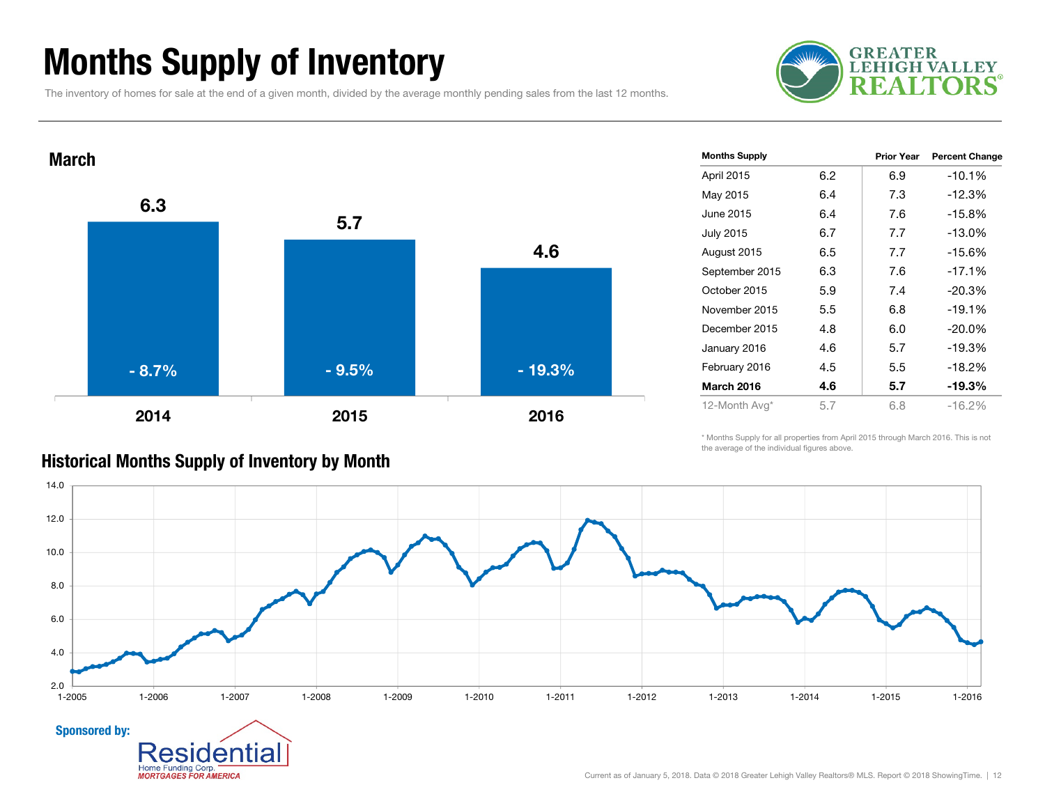# Months Supply of Inventory

The inventory of homes for sale at the end of a given month, divided by the average monthly pending sales from the last 12 months.

## March

| Year | Months Supply | Change |
|---|---|---|
| 2014 | 6.3 | - 8.7% |
| 2015 | 5.7 | - 9.5% |
| 2016 | 4.6 | - 19.3% |

| Months Supply | | Prior Year | Percent Change |
|---|---|---|---|
| April 2015 | 6.2 | 6.9 | -10.1% |
| May 2015 | 6.4 | 7.3 | -12.3% |
| June 2015 | 6.4 | 7.6 | -15.8% |
| July 2015 | 6.7 | 7.7 | -13.0% |
| August 2015 | 6.5 | 7.7 | -15.6% |
| September 2015 | 6.3 | 7.6 | -17.1% |
| October 2015 | 5.9 | 7.4 | -20.3% |
| November 2015 | 5.5 | 6.8 | -19.1% |
| December 2015 | 4.8 | 6.0 | -20.0% |
| January 2016 | 4.6 | 5.7 | -19.3% |
| February 2016 | 4.5 | 5.5 | -18.2% |
| **March 2016** | **4.6** | **5.7** | **-19.3%** |
| 12-Month Avg* | 5.7 | 6.8 | -16.2% |

\* Months Supply for all properties from April 2015 through March 2016. This is not the average of the individual figures above.

## Historical Months Supply of Inventory by Month

Sponsored by: Residential Home Funding Corp. *MORTGAGES FOR AMERICA*

Current as of January 5, 2018. Data © 2018 Greater Lehigh Valley Realtors® MLS. Report © 2018 ShowingTime.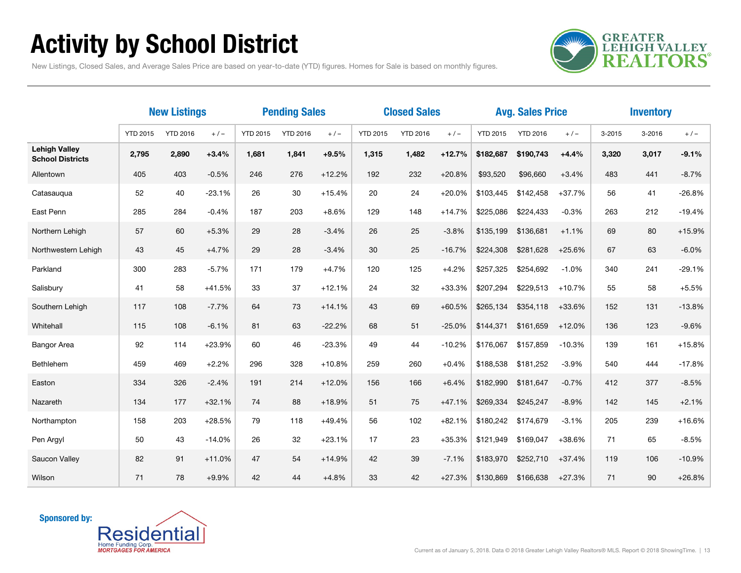# Activity by School District

New Listings, Closed Sales, and Average Sales Price are based on year-to-date (YTD) figures. Homes for Sale is based on monthly figures.

| | New Listings | | | Pending Sales | | | Closed Sales | | | Avg. Sales Price | | | Inventory | | |
|---|---|---|---|---|---|---|---|---|---|---|---|---|---|---|---|
| | YTD 2015 | YTD 2016 | + / – | YTD 2015 | YTD 2016 | + / – | YTD 2015 | YTD 2016 | + / – | YTD 2015 | YTD 2016 | + / – | 3-2015 | 3-2016 | + / – |
| **Lehigh Valley School Districts** | **2,795** | **2,890** | **+3.4%** | **1,681** | **1,841** | **+9.5%** | **1,315** | **1,482** | **+12.7%** | **$182,687** | **$190,743** | **+4.4%** | **3,320** | **3,017** | **-9.1%** |
| Allentown | 405 | 403 | -0.5% | 246 | 276 | +12.2% | 192 | 232 | +20.8% | $93,520 | $96,660 | +3.4% | 483 | 441 | -8.7% |
| Catasauqua | 52 | 40 | -23.1% | 26 | 30 | +15.4% | 20 | 24 | +20.0% | $103,445 | $142,458 | +37.7% | 56 | 41 | -26.8% |
| East Penn | 285 | 284 | -0.4% | 187 | 203 | +8.6% | 129 | 148 | +14.7% | $225,086 | $224,433 | -0.3% | 263 | 212 | -19.4% |
| Northern Lehigh | 57 | 60 | +5.3% | 29 | 28 | -3.4% | 26 | 25 | -3.8% | $135,199 | $136,681 | +1.1% | 69 | 80 | +15.9% |
| Northwestern Lehigh | 43 | 45 | +4.7% | 29 | 28 | -3.4% | 30 | 25 | -16.7% | $224,308 | $281,628 | +25.6% | 67 | 63 | -6.0% |
| Parkland | 300 | 283 | -5.7% | 171 | 179 | +4.7% | 120 | 125 | +4.2% | $257,325 | $254,692 | -1.0% | 340 | 241 | -29.1% |
| Salisbury | 41 | 58 | +41.5% | 33 | 37 | +12.1% | 24 | 32 | +33.3% | $207,294 | $229,513 | +10.7% | 55 | 58 | +5.5% |
| Southern Lehigh | 117 | 108 | -7.7% | 64 | 73 | +14.1% | 43 | 69 | +60.5% | $265,134 | $354,118 | +33.6% | 152 | 131 | -13.8% |
| Whitehall | 115 | 108 | -6.1% | 81 | 63 | -22.2% | 68 | 51 | -25.0% | $144,371 | $161,659 | +12.0% | 136 | 123 | -9.6% |
| Bangor Area | 92 | 114 | +23.9% | 60 | 46 | -23.3% | 49 | 44 | -10.2% | $176,067 | $157,859 | -10.3% | 139 | 161 | +15.8% |
| Bethlehem | 459 | 469 | +2.2% | 296 | 328 | +10.8% | 259 | 260 | +0.4% | $188,538 | $181,252 | -3.9% | 540 | 444 | -17.8% |
| Easton | 334 | 326 | -2.4% | 191 | 214 | +12.0% | 156 | 166 | +6.4% | $182,990 | $181,647 | -0.7% | 412 | 377 | -8.5% |
| Nazareth | 134 | 177 | +32.1% | 74 | 88 | +18.9% | 51 | 75 | +47.1% | $269,334 | $245,247 | -8.9% | 142 | 145 | +2.1% |
| Northampton | 158 | 203 | +28.5% | 79 | 118 | +49.4% | 56 | 102 | +82.1% | $180,242 | $174,679 | -3.1% | 205 | 239 | +16.6% |
| Pen Argyl | 50 | 43 | -14.0% | 26 | 32 | +23.1% | 17 | 23 | +35.3% | $121,949 | $169,047 | +38.6% | 71 | 65 | -8.5% |
| Saucon Valley | 82 | 91 | +11.0% | 47 | 54 | +14.9% | 42 | 39 | -7.1% | $183,970 | $252,710 | +37.4% | 119 | 106 | -10.9% |
| Wilson | 71 | 78 | +9.9% | 42 | 44 | +4.8% | 33 | 42 | +27.3% | $130,869 | $166,638 | +27.3% | 71 | 90 | +26.8% |

**Sponsored by:** Residential Home Funding Corp. *MORTGAGES FOR AMERICA*

Current as of January 5, 2018. Data © 2018 Greater Lehigh Valley Realtors® MLS. Report © 2018 ShowingTime.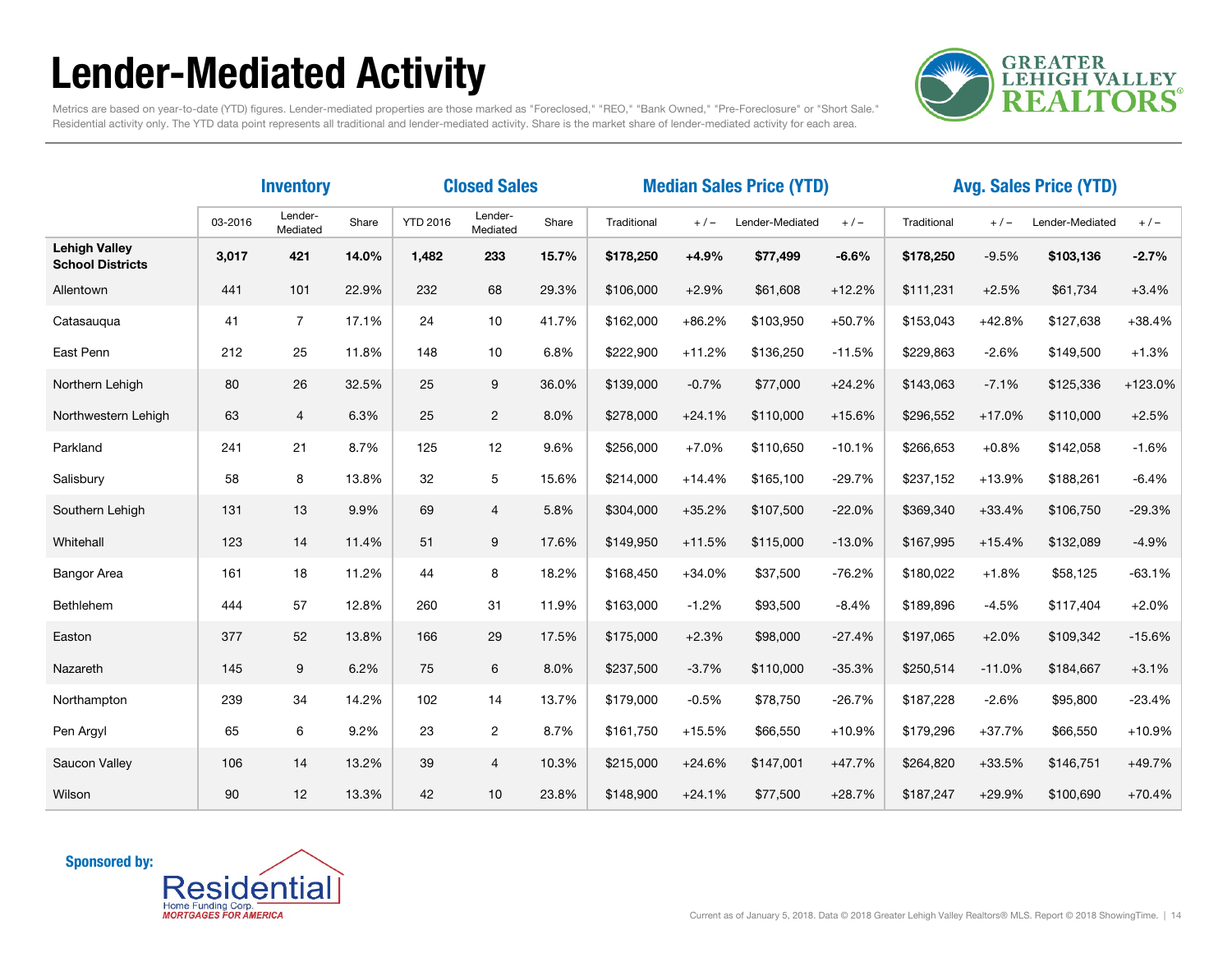# Lender-Mediated Activity

Metrics are based on year-to-date (YTD) figures. Lender-mediated properties are those marked as "Foreclosed," "REO," "Bank Owned," "Pre-Foreclosure" or "Short Sale." Residential activity only. The YTD data point represents all traditional and lender-mediated activity. Share is the market share of lender-mediated activity for each area.

| | Inventory | | | Closed Sales | | | Median Sales Price (YTD) | | | | Avg. Sales Price (YTD) | | | |
|---|---|---|---|---|---|---|---|---|---|---|---|---|---|---|
| | 03-2016 | Lender-Mediated | Share | YTD 2016 | Lender-Mediated | Share | Traditional | + / – | Lender-Mediated | + / – | Traditional | + / – | Lender-Mediated | + / – |
| **Lehigh Valley School Districts** | **3,017** | **421** | **14.0%** | **1,482** | **233** | **15.7%** | **$178,250** | **+4.9%** | **$77,499** | **-6.6%** | **$178,250** | -9.5% | **$103,136** | **-2.7%** |
| Allentown | 441 | 101 | 22.9% | 232 | 68 | 29.3% | $106,000 | +2.9% | $61,608 | +12.2% | $111,231 | +2.5% | $61,734 | +3.4% |
| Catasauqua | 41 | 7 | 17.1% | 24 | 10 | 41.7% | $162,000 | +86.2% | $103,950 | +50.7% | $153,043 | +42.8% | $127,638 | +38.4% |
| East Penn | 212 | 25 | 11.8% | 148 | 10 | 6.8% | $222,900 | +11.2% | $136,250 | -11.5% | $229,863 | -2.6% | $149,500 | +1.3% |
| Northern Lehigh | 80 | 26 | 32.5% | 25 | 9 | 36.0% | $139,000 | -0.7% | $77,000 | +24.2% | $143,063 | -7.1% | $125,336 | +123.0% |
| Northwestern Lehigh | 63 | 4 | 6.3% | 25 | 2 | 8.0% | $278,000 | +24.1% | $110,000 | +15.6% | $296,552 | +17.0% | $110,000 | +2.5% |
| Parkland | 241 | 21 | 8.7% | 125 | 12 | 9.6% | $256,000 | +7.0% | $110,650 | -10.1% | $266,653 | +0.8% | $142,058 | -1.6% |
| Salisbury | 58 | 8 | 13.8% | 32 | 5 | 15.6% | $214,000 | +14.4% | $165,100 | -29.7% | $237,152 | +13.9% | $188,261 | -6.4% |
| Southern Lehigh | 131 | 13 | 9.9% | 69 | 4 | 5.8% | $304,000 | +35.2% | $107,500 | -22.0% | $369,340 | +33.4% | $106,750 | -29.3% |
| Whitehall | 123 | 14 | 11.4% | 51 | 9 | 17.6% | $149,950 | +11.5% | $115,000 | -13.0% | $167,995 | +15.4% | $132,089 | -4.9% |
| Bangor Area | 161 | 18 | 11.2% | 44 | 8 | 18.2% | $168,450 | +34.0% | $37,500 | -76.2% | $180,022 | +1.8% | $58,125 | -63.1% |
| Bethlehem | 444 | 57 | 12.8% | 260 | 31 | 11.9% | $163,000 | -1.2% | $93,500 | -8.4% | $189,896 | -4.5% | $117,404 | +2.0% |
| Easton | 377 | 52 | 13.8% | 166 | 29 | 17.5% | $175,000 | +2.3% | $98,000 | -27.4% | $197,065 | +2.0% | $109,342 | -15.6% |
| Nazareth | 145 | 9 | 6.2% | 75 | 6 | 8.0% | $237,500 | -3.7% | $110,000 | -35.3% | $250,514 | -11.0% | $184,667 | +3.1% |
| Northampton | 239 | 34 | 14.2% | 102 | 14 | 13.7% | $179,000 | -0.5% | $78,750 | -26.7% | $187,228 | -2.6% | $95,800 | -23.4% |
| Pen Argyl | 65 | 6 | 9.2% | 23 | 2 | 8.7% | $161,750 | +15.5% | $66,550 | +10.9% | $179,296 | +37.7% | $66,550 | +10.9% |
| Saucon Valley | 106 | 14 | 13.2% | 39 | 4 | 10.3% | $215,000 | +24.6% | $147,001 | +47.7% | $264,820 | +33.5% | $146,751 | +49.7% |
| Wilson | 90 | 12 | 13.3% | 42 | 10 | 23.8% | $148,900 | +24.1% | $77,500 | +28.7% | $187,247 | +29.9% | $100,690 | +70.4% |

**Sponsored by:** Residential Home Funding Corp. *MORTGAGES FOR AMERICA*

Current as of January 5, 2018. Data © 2018 Greater Lehigh Valley Realtors® MLS. Report © 2018 ShowingTime.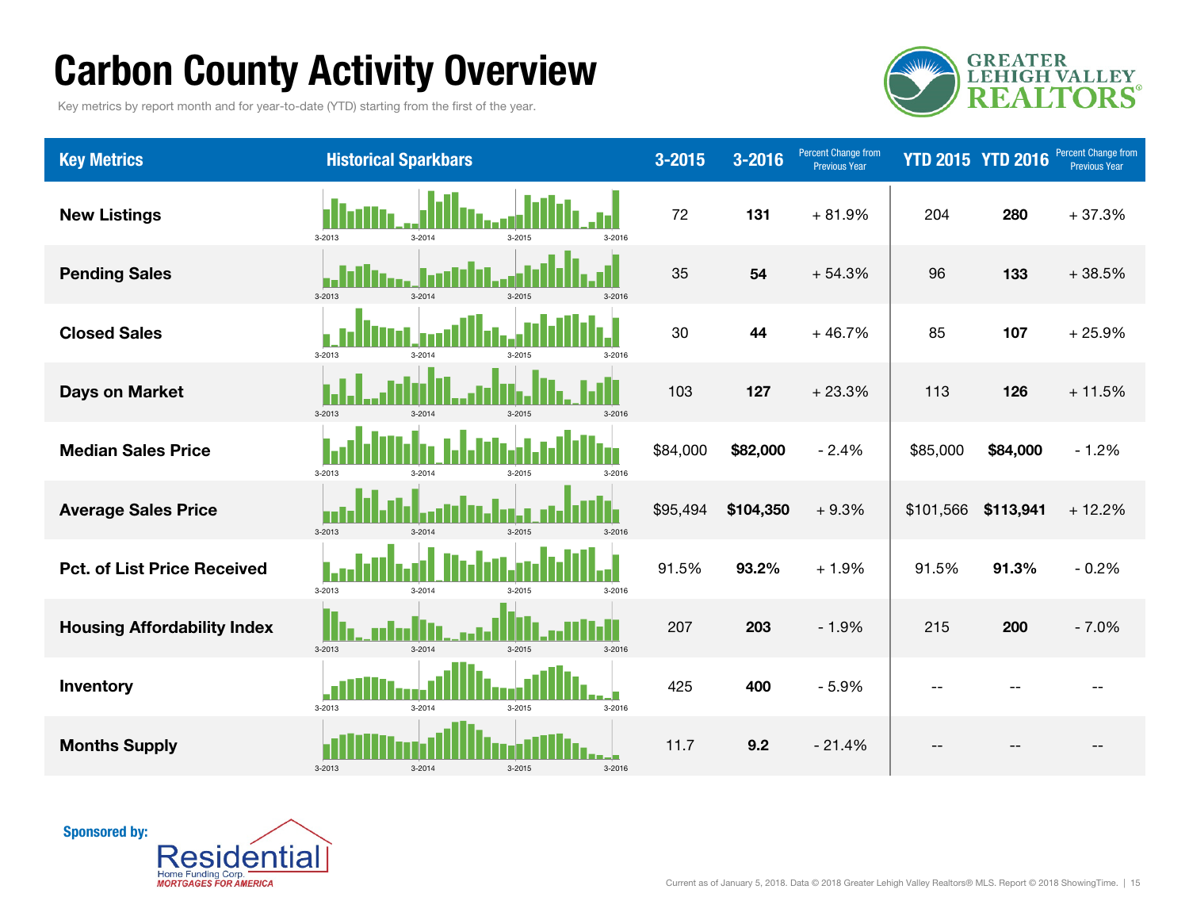# Carbon County Activity Overview

Key metrics by report month and for year-to-date (YTD) starting from the first of the year.

GREATER LEHIGH VALLEY REALTORS®

| Key Metrics | Historical Sparkbars | 3-2015 | 3-2016 | Percent Change from Previous Year | YTD 2015 | YTD 2016 | Percent Change from Previous Year |
|---|---|---|---|---|---|---|---|
| New Listings | 3-2013 3-2014 3-2015 3-2016 | 72 | **131** | + 81.9% | 204 | **280** | + 37.3% |
| Pending Sales | 3-2013 3-2014 3-2015 3-2016 | 35 | **54** | + 54.3% | 96 | **133** | + 38.5% |
| Closed Sales | 3-2013 3-2014 3-2015 3-2016 | 30 | **44** | + 46.7% | 85 | **107** | + 25.9% |
| Days on Market | 3-2013 3-2014 3-2015 3-2016 | 103 | **127** | + 23.3% | 113 | **126** | + 11.5% |
| Median Sales Price | 3-2013 3-2014 3-2015 3-2016 | $84,000 | **$82,000** | - 2.4% | $85,000 | **$84,000** | - 1.2% |
| Average Sales Price | 3-2013 3-2014 3-2015 3-2016 | $95,494 | **$104,350** | + 9.3% | $101,566 | **$113,941** | + 12.2% |
| Pct. of List Price Received | 3-2013 3-2014 3-2015 3-2016 | 91.5% | **93.2%** | + 1.9% | 91.5% | **91.3%** | - 0.2% |
| Housing Affordability Index | 3-2013 3-2014 3-2015 3-2016 | 207 | **203** | - 1.9% | 215 | **200** | - 7.0% |
| Inventory | 3-2013 3-2014 3-2015 3-2016 | 425 | **400** | - 5.9% | -- | -- | -- |
| Months Supply | 3-2013 3-2014 3-2015 3-2016 | 11.7 | **9.2** | - 21.4% | -- | -- | -- |

**Sponsored by:**

Residential Home Funding Corp. *MORTGAGES FOR AMERICA*

Current as of January 5, 2018. Data © 2018 Greater Lehigh Valley Realtors® MLS. Report © 2018 ShowingTime.